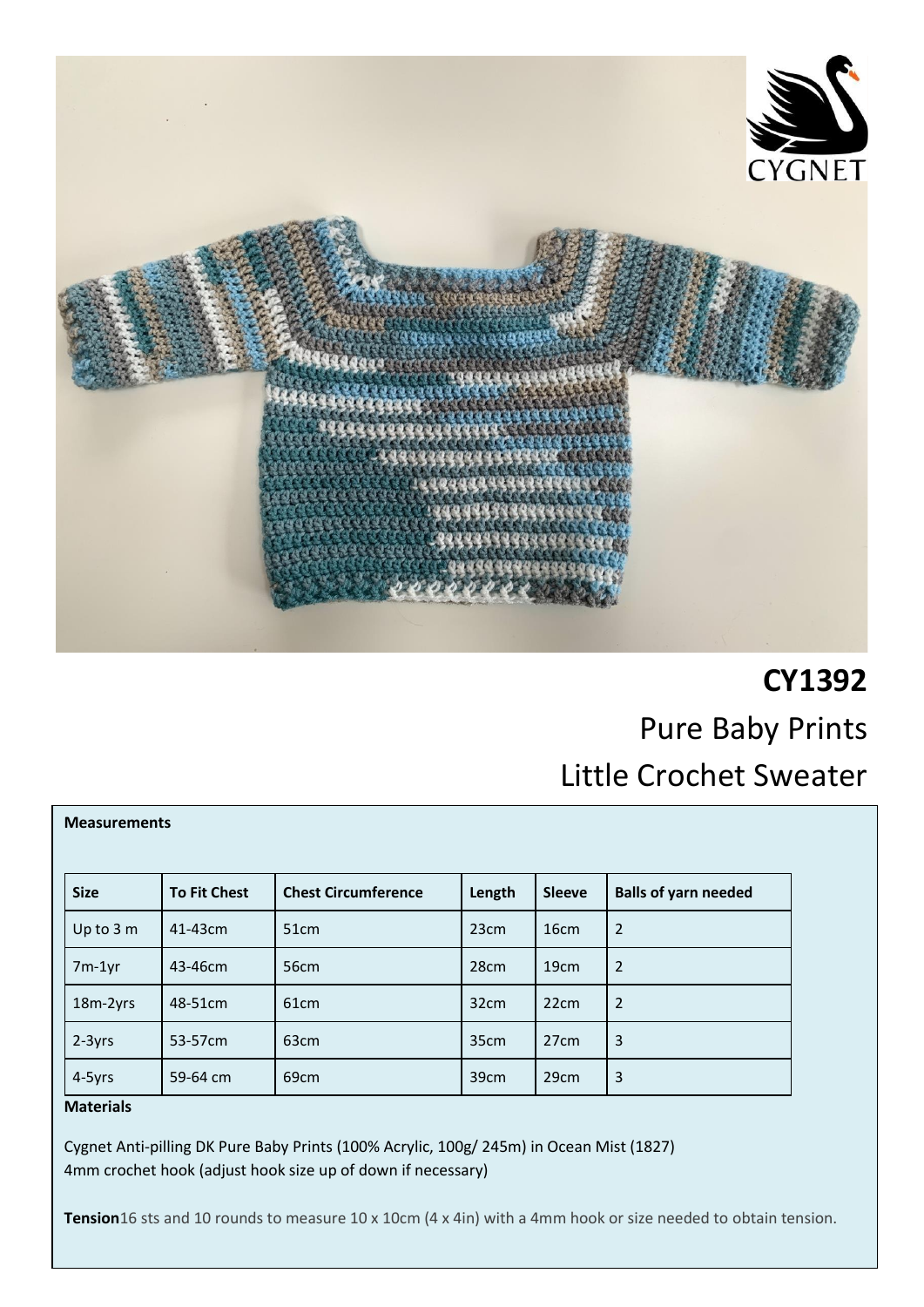# CY1392

## Pure Baby Prints

## Little Crochet Sweater

**Measurements**

| Size | To Fit Chest | Chest Circumference | Length | Sleeve | Balls of yarn needed |
|---|---|---|---|---|---|
| Up to 3 m | 41-43cm | 51cm | 23cm | 16cm | 2 |
| 7m-1yr | 43-46cm | 56cm | 28cm | 19cm | 2 |
| 18m-2yrs | 48-51cm | 61cm | 32cm | 22cm | 2 |
| 2-3yrs | 53-57cm | 63cm | 35cm | 27cm | 3 |
| 4-5yrs | 59-64 cm | 69cm | 39cm | 29cm | 3 |

**Materials**

Cygnet Anti-pilling DK Pure Baby Prints (100% Acrylic, 100g/ 245m) in Ocean Mist (1827)
4mm crochet hook (adjust hook size up of down if necessary)

**Tension**16 sts and 10 rounds to measure 10 x 10cm (4 x 4in) with a 4mm hook or size needed to obtain tension.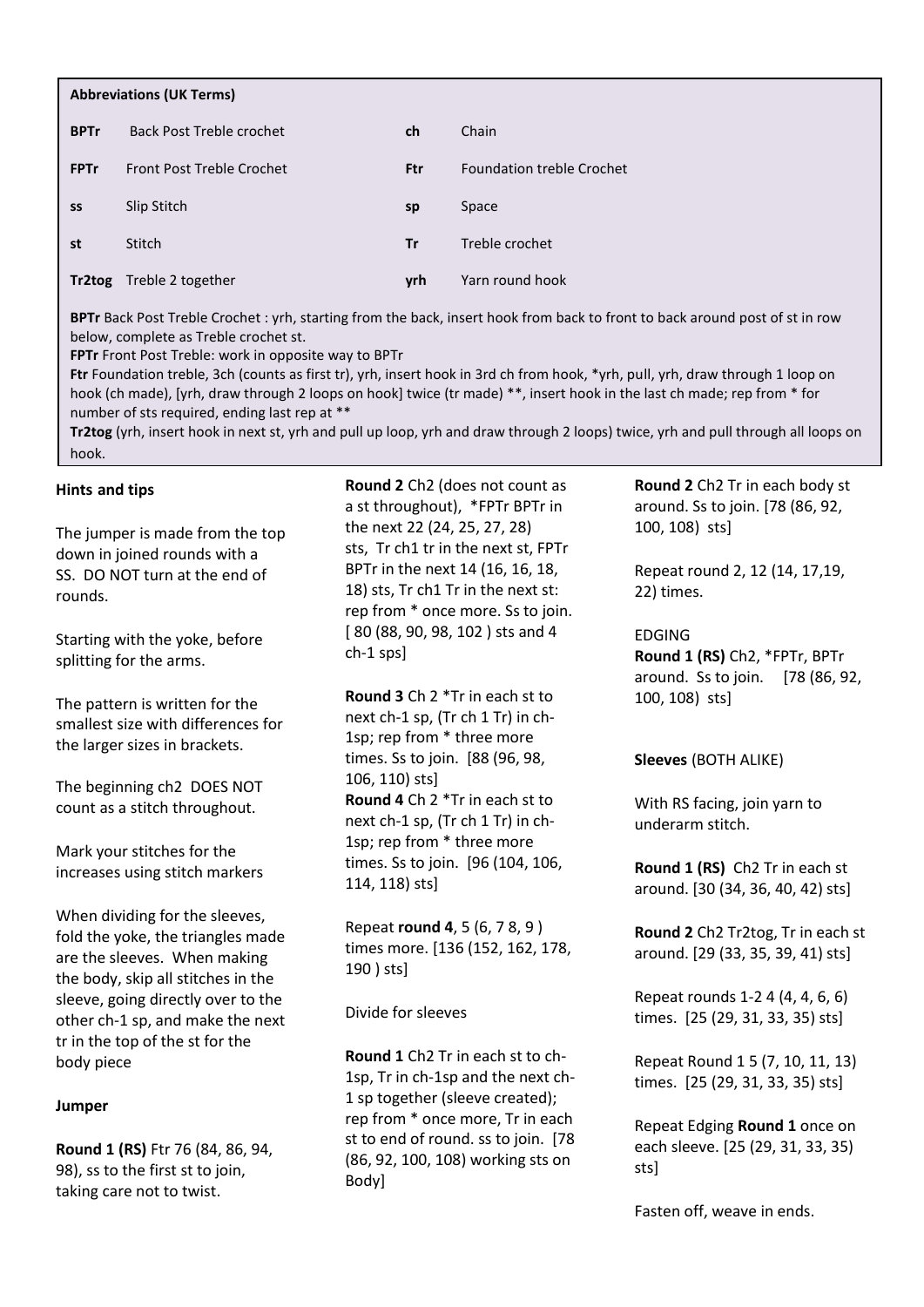**Abbreviations (UK Terms)**

| | | | |
|---|---|---|---|
| **BPTr** | Back Post Treble crochet | **ch** | Chain |
| **FPTr** | Front Post Treble Crochet | **Ftr** | Foundation treble Crochet |
| **ss** | Slip Stitch | **sp** | Space |
| **st** | Stitch | **Tr** | Treble crochet |
| **Tr2tog** | Treble 2 together | **yrh** | Yarn round hook |

**BPTr** Back Post Treble Crochet : yrh, starting from the back, insert hook from back to front to back around post of st in row below, complete as Treble crochet st.
**FPTr** Front Post Treble: work in opposite way to BPTr
**Ftr** Foundation treble, 3ch (counts as first tr), yrh, insert hook in 3rd ch from hook, *yrh, pull, yrh, draw through 1 loop on hook (ch made), [yrh, draw through 2 loops on hook] twice (tr made) **, insert hook in the last ch made; rep from * for number of sts required, ending last rep at **
**Tr2tog** (yrh, insert hook in next st, yrh and pull up loop, yrh and draw through 2 loops) twice, yrh and pull through all loops on hook.

**Hints and tips**

The jumper is made from the top down in joined rounds with a SS. DO NOT turn at the end of rounds.

Starting with the yoke, before splitting for the arms.

The pattern is written for the smallest size with differences for the larger sizes in brackets.

The beginning ch2 DOES NOT count as a stitch throughout.

Mark your stitches for the increases using stitch markers

When dividing for the sleeves, fold the yoke, the triangles made are the sleeves. When making the body, skip all stitches in the sleeve, going directly over to the other ch-1 sp, and make the next tr in the top of the st for the body piece

**Jumper**

**Round 1 (RS)** Ftr 76 (84, 86, 94, 98), ss to the first st to join, taking care not to twist.

**Round 2** Ch2 (does not count as a st throughout), *FPTr BPTr in the next 22 (24, 25, 27, 28) sts, Tr ch1 tr in the next st, FPTr BPTr in the next 14 (16, 16, 18, 18) sts, Tr ch1 Tr in the next st: rep from * once more. Ss to join. [ 80 (88, 90, 98, 102 ) sts and 4 ch-1 sps]

**Round 3** Ch 2 *Tr in each st to next ch-1 sp, (Tr ch 1 Tr) in ch-1sp; rep from * three more times. Ss to join. [88 (96, 98, 106, 110) sts]
**Round 4** Ch 2 *Tr in each st to next ch-1 sp, (Tr ch 1 Tr) in ch-1sp; rep from * three more times. Ss to join. [96 (104, 106, 114, 118) sts]

Repeat **round 4**, 5 (6, 7 8, 9 ) times more. [136 (152, 162, 178, 190 ) sts]

Divide for sleeves

**Round 1** Ch2 Tr in each st to ch-1sp, Tr in ch-1sp and the next ch-1 sp together (sleeve created); rep from * once more, Tr in each st to end of round. ss to join. [78 (86, 92, 100, 108) working sts on Body]

**Round 2** Ch2 Tr in each body st around. Ss to join. [78 (86, 92, 100, 108) sts]

Repeat round 2, 12 (14, 17,19, 22) times.

EDGING
**Round 1 (RS)** Ch2, *FPTr, BPTr around. Ss to join. [78 (86, 92, 100, 108) sts]

**Sleeves** (BOTH ALIKE)

With RS facing, join yarn to underarm stitch.

**Round 1 (RS)** Ch2 Tr in each st around. [30 (34, 36, 40, 42) sts]

**Round 2** Ch2 Tr2tog, Tr in each st around. [29 (33, 35, 39, 41) sts]

Repeat rounds 1-2 4 (4, 4, 6, 6) times. [25 (29, 31, 33, 35) sts]

Repeat Round 1 5 (7, 10, 11, 13) times. [25 (29, 31, 33, 35) sts]

Repeat Edging **Round 1** once on each sleeve. [25 (29, 31, 33, 35) sts]

Fasten off, weave in ends.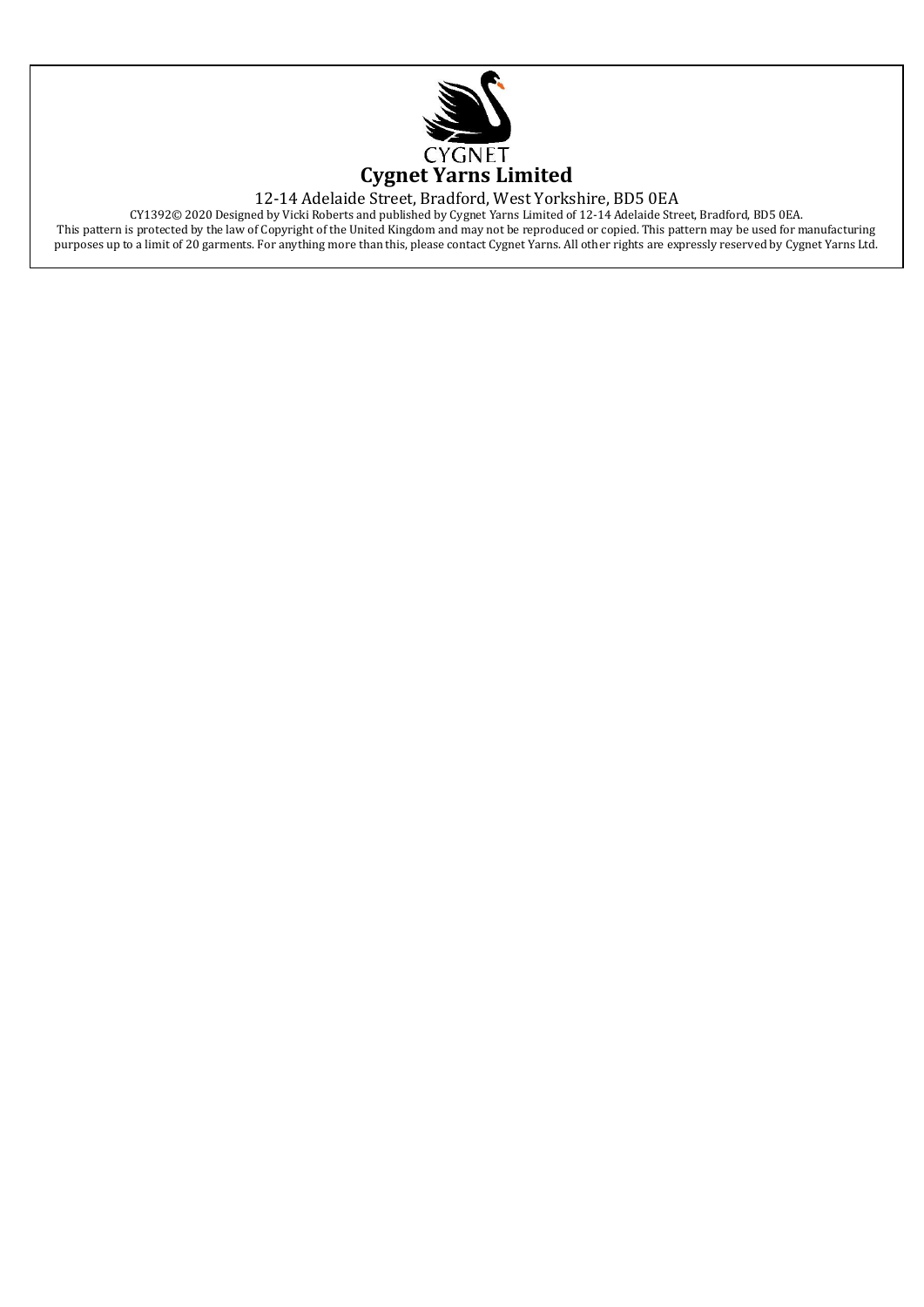CYGNET

**Cygnet Yarns Limited**

12-14 Adelaide Street, Bradford, West Yorkshire, BD5 0EA

CY1392© 2020 Designed by Vicki Roberts and published by Cygnet Yarns Limited of 12-14 Adelaide Street, Bradford, BD5 0EA.
This pattern is protected by the law of Copyright of the United Kingdom and may not be reproduced or copied. This pattern may be used for manufacturing purposes up to a limit of 20 garments. For anything more than this, please contact Cygnet Yarns. All other rights are expressly reserved by Cygnet Yarns Ltd.